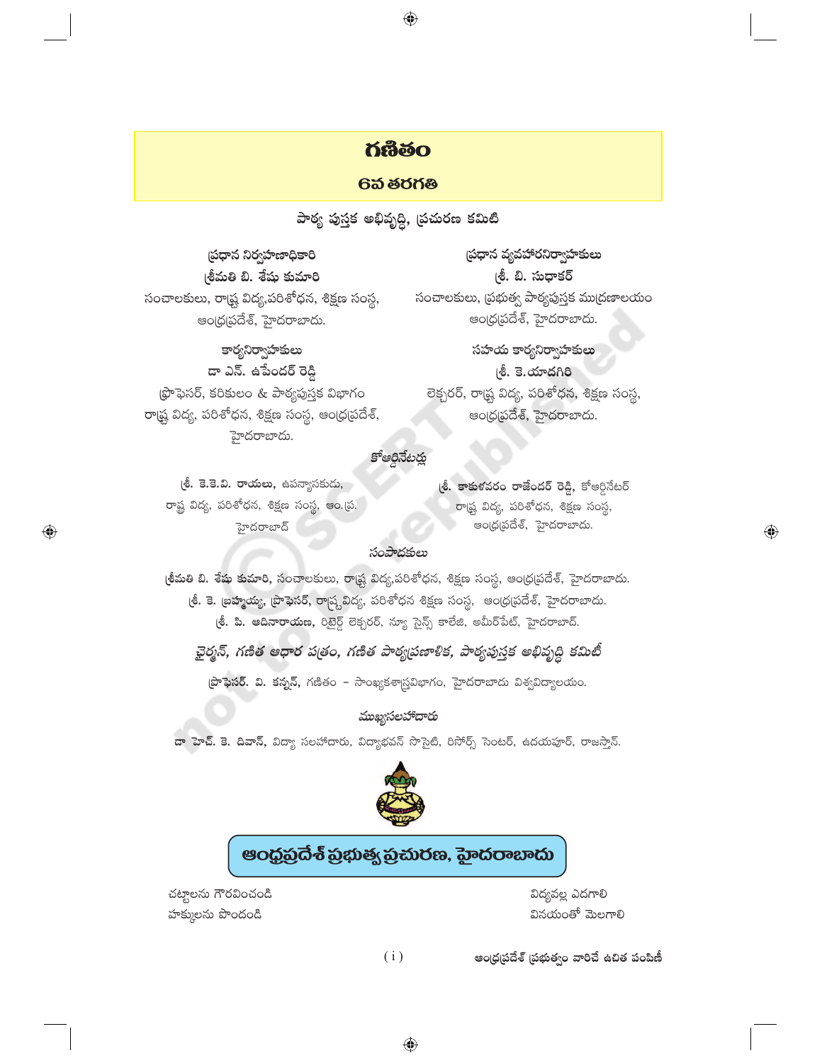# గణితం

## 6వ తరగతి

### పాఠ్య పుస్తక అభివృద్ధి, ప్రచురణ కమిటి

**ప్రధాన నిర్వహణాధికారి**
**శ్రీమతి బి. శేషు కుమారి**
సంచాలకులు, రాష్ట్ర విద్య,పరిశోధన, శిక్షణ సంస్థ,
ఆంధ్రప్రదేశ్, హైదరాబాదు.

**ప్రధాన వ్యవహారనిర్వాహకులు**
**శ్రీ. బి. సుధాకర్**
సంచాలకులు, ప్రభుత్వ పాఠ్యపుస్తక ముద్రణాలయం
ఆంధ్రప్రదేశ్, హైదరాబాదు.

**కార్యనిర్వాహకులు**
**డా ఎన్. ఉపేందర్ రెడ్డి**
ప్రొఫెసర్, కరికులం & పాఠ్యపుస్తక విభాగం
రాష్ట్ర విద్య, పరిశోధన, శిక్షణ సంస్థ, ఆంధ్రప్రదేశ్,
హైదరాబాదు.

**సహాయ కార్యనిర్వాహకులు**
**శ్రీ. కె.యాదగిరి**
లెక్చరర్, రాష్ట్ర విద్య, పరిశోధన, శిక్షణ సంస్థ,
ఆంధ్రప్రదేశ్, హైదరాబాదు.

### కోఆర్డినేటర్లు

**శ్రీ. కె.కె.వి. రాయలు,** ఉపన్యాసకుడు,
రాష్ట్ర విద్య, పరిశోధన, శిక్షణ సంస్థ, ఆం.ప్ర.
హైదరాబాద్

**శ్రీ. కాకుళవరం రాజేందర్ రెడ్డి,** కోఆర్డినేటర్
రాష్ట్ర విద్య, పరిశోధన, శిక్షణ సంస్థ,
ఆంధ్రప్రదేశ్, హైదరాబాదు.

### సంపాదకులు

**శ్రీమతి బి. శేషు కుమారి,** సంచాలకులు, రాష్ట్ర విద్య,పరిశోధన, శిక్షణ సంస్థ, ఆంధ్రప్రదేశ్, హైదరాబాదు.
**శ్రీ. కె. బ్రహ్మయ్య, ప్రొఫెసర్,** రాష్ట్రవిద్య, పరిశోధన శిక్షణ సంస్థ, ఆంధ్రప్రదేశ్, హైదరాబాదు.
**శ్రీ. పి. ఆదినారాయణ,** రిటైర్డ్ లెక్చరర్, న్యూ సైన్స్ కాలేజి, అమీర్‌పేట్, హైదరాబాద్.

### *ఛైర్మన్, గణిత ఆధార పత్రం, గణిత పాఠ్యప్రణాళిక, పాఠ్యపుస్తక అభివృద్ధి కమిటీ*

**ప్రొఫెసర్. వి. కన్నన్,** గణితం - సాంఖ్యకశాస్త్రవిభాగం, హైదరాబాదు విశ్వవిద్యాలయం.

### ముఖ్యసలహాదారు

**డా హెచ్. కె. దివాన్,** విద్యా సలహాదారు, విద్యాభవన్ సొసైటి, రిసోర్స్ సెంటర్, ఉదయపూర్, రాజస్తాన్.

## ఆంధ్రప్రదేశ్ ప్రభుత్వ ప్రచురణ, హైదరాబాదు

చట్టాలను గౌరవించండి
హక్కులను పొందండి

విద్యవల్ల ఎదగాలి
వినయంతో మెలగాలి

ఆంధ్రప్రదేశ్ ప్రభుత్వం వారిచే ఉచిత పంపిణీ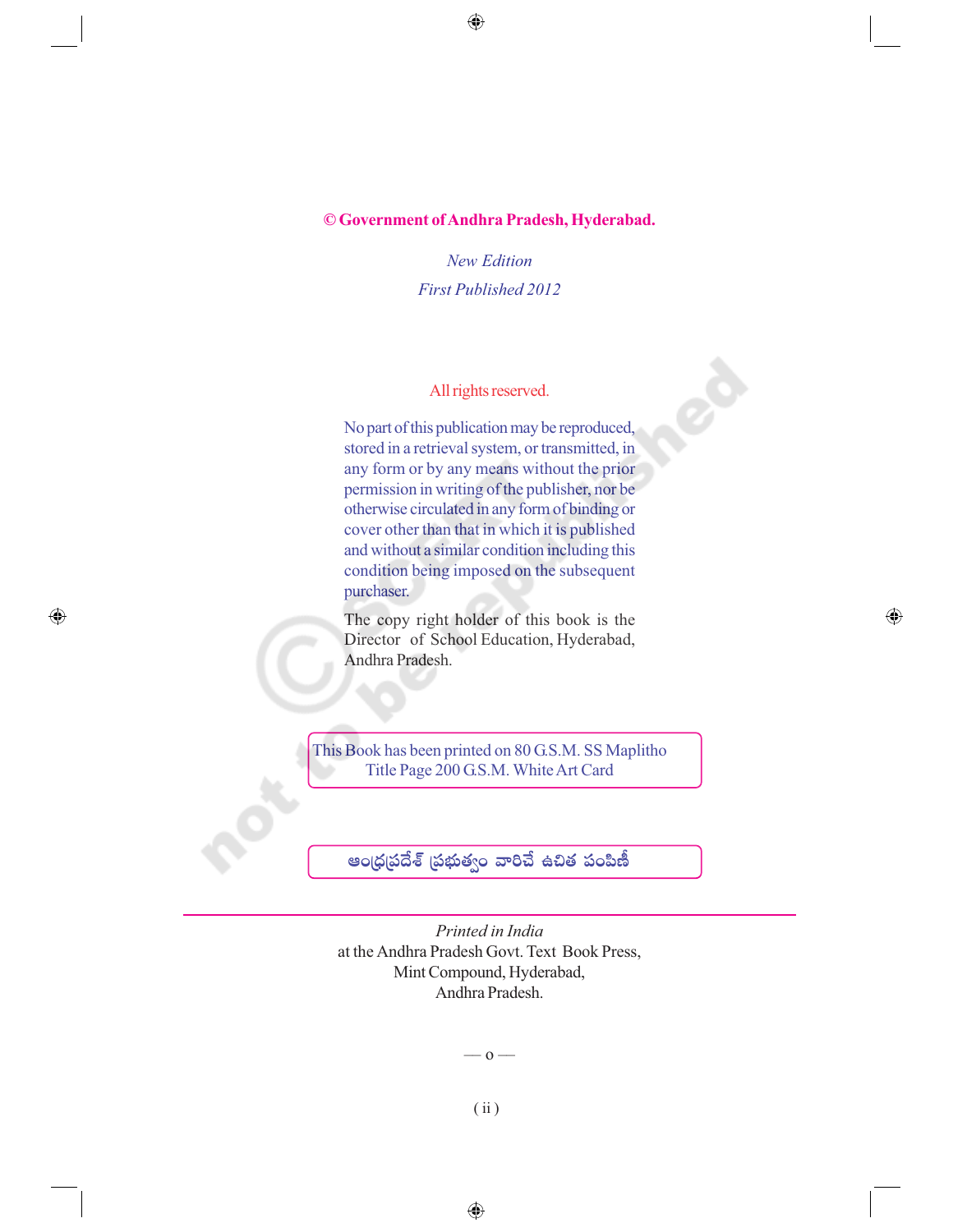**© Government of Andhra Pradesh, Hyderabad.**

*New Edition*

*First Published 2012*

All rights reserved.

No part of this publication may be reproduced, stored in a retrieval system, or transmitted, in any form or by any means without the prior permission in writing of the publisher, nor be otherwise circulated in any form of binding or cover other than that in which it is published and without a similar condition including this condition being imposed on the subsequent purchaser.

The copy right holder of this book is the Director of School Education, Hyderabad, Andhra Pradesh.

This Book has been printed on 80 G.S.M. SS Maplitho
Title Page 200 G.S.M. White Art Card

ఆంధ్రప్రదేశ్ ప్రభుత్వం వారిచే ఉచిత పంపిణీ

*Printed in India*
at the Andhra Pradesh Govt. Text Book Press,
Mint Compound, Hyderabad,
Andhra Pradesh.

— o —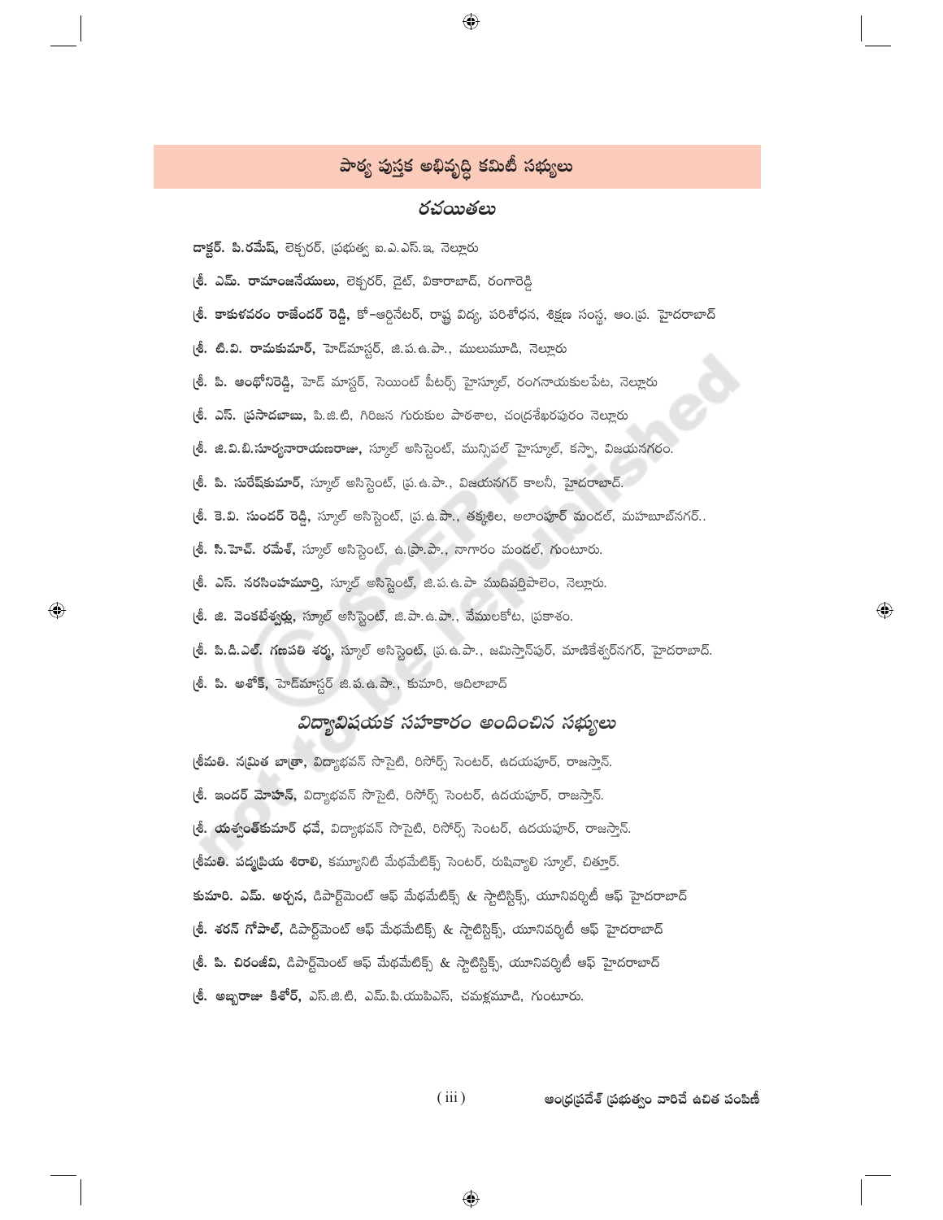## పాఠ్య పుస్తక అభివృద్ధి కమిటీ సభ్యులు

### రచయితలు

**డాక్టర్. పి.రమేష్,** లెక్చరర్, ప్రభుత్వ ఐ.ఎ.ఎస్.ఇ, నెల్లూరు

**శ్రీ. ఎమ్. రామాంజనేయులు,** లెక్చరర్, డైట్, వికారాబాద్, రంగారెడ్డి

**శ్రీ. కాకుళవరం రాజేందర్ రెడ్డి,** కో-ఆర్డినేటర్, రాష్ట్ర విద్య, పరిశోధన, శిక్షణ సంస్థ, ఆం.ప్ర. హైదరాబాద్

**శ్రీ. టి.వి. రామకుమార్,** హెడ్‌మాస్టర్, జి.ప.ఉ.పా., ములుమూడి, నెల్లూరు

**శ్రీ. పి. ఆంథోనిరెడ్డి,** హెడ్ మాస్టర్, సెయింట్ పీటర్స్ హైస్కూల్, రంగనాయకులపేట, నెల్లూరు

**శ్రీ. ఎస్. ప్రసాదబాబు,** పి.జి.టి, గిరిజన గురుకుల పాఠశాల, చంద్రశేఖరపురం నెల్లూరు

**శ్రీ. జి.వి.బి.సూర్యనారాయణరాజు,** స్కూల్ అసిస్టెంట్, మున్సిపల్ హైస్కూల్, కస్పా, విజయనగరం.

**శ్రీ. పి. సురేష్‌కుమార్,** స్కూల్ అసిస్టెంట్, ప్ర.ఉ.పా., విజయనగర్ కాలనీ, హైదరాబాద్.

**శ్రీ. కె.వి. సుందర్ రెడ్డి,** స్కూల్ అసిస్టెంట్, ప్ర.ఉ.పా., తక్కశిల, అలాంపూర్ మండల్, మహబూబ్‌నగర్..

**శ్రీ. సి.హెచ్. రమేశ్,** స్కూల్ అసిస్టెంట్, ఉ.ప్రా.పా., నాగారం మండల్, గుంటూరు.

**శ్రీ. ఎస్. నరసింహమూర్తి,** స్కూల్ అసిస్టెంట్, జి.ప.ఉ.పా ముదివర్తిపాలెం, నెల్లూరు.

**శ్రీ. జి. వెంకటేశ్వర్లు,** స్కూల్ అసిస్టెంట్, జి.పా.ఉ.పా., వేములకోట, ప్రకాశం.

**శ్రీ. పి.డి.ఎల్. గణపతి శర్మ,** స్కూల్ అసిస్టెంట్, ప్ర.ఉ.పా., జమిస్తాన్‌పూర్, మాణికేశ్వర్‌నగర్, హైదరాబాద్.

**శ్రీ. పి. అశోక్,** హెడ్‌మాస్టర్ జి.ప.ఉ.పా., కుమారి, ఆదిలాబాద్

### విద్యావిషయక సహకారం అందించిన సభ్యులు

**శ్రీమతి. నమ్రిత బాత్రా,** విద్యాభవన్ సొసైటి, రిసోర్స్ సెంటర్, ఉదయపూర్, రాజస్తాన్.

**శ్రీ. ఇందర్ మోహన్,** విద్యాభవన్ సొసైటి, రిసోర్స్ సెంటర్, ఉదయపూర్, రాజస్తాన్.

**శ్రీ. యశ్వంత్‌కుమార్ ధవే,** విద్యాభవన్ సొసైటి, రిసోర్స్ సెంటర్, ఉదయపూర్, రాజస్తాన్.

**శ్రీమతి. పద్మప్రియ శిరాలి,** కమ్యూనిటి మేథమేటిక్స్ సెంటర్, రుషివ్యాలి స్కూల్, చిత్తూర్.

**కుమారి. ఎమ్. అర్చన,** డిపార్ట్‌మెంట్ ఆఫ్ మేథమేటిక్స్ & స్టాటిస్టిక్స్, యూనివర్శిటీ ఆఫ్ హైదరాబాద్

**శ్రీ. శరన్ గోపాల్,** డిపార్ట్‌మెంట్ ఆఫ్ మేథమేటిక్స్ & స్టాటిస్టిక్స్, యూనివర్శిటీ ఆఫ్ హైదరాబాద్

**శ్రీ. పి. చిరంజీవి,** డిపార్ట్‌మెంట్ ఆఫ్ మేథమేటిక్స్ & స్టాటిస్టిక్స్, యూనివర్శిటీ ఆఫ్ హైదరాబాద్

**శ్రీ. అబ్బరాజు కిశోర్,** ఎస్.జి.టి, ఎమ్.పి.యుపిఎస్, చమళ్లమూడి, గుంటూరు.

ఆంధ్రప్రదేశ్ ప్రభుత్వం వారిచే ఉచిత పంపిణీ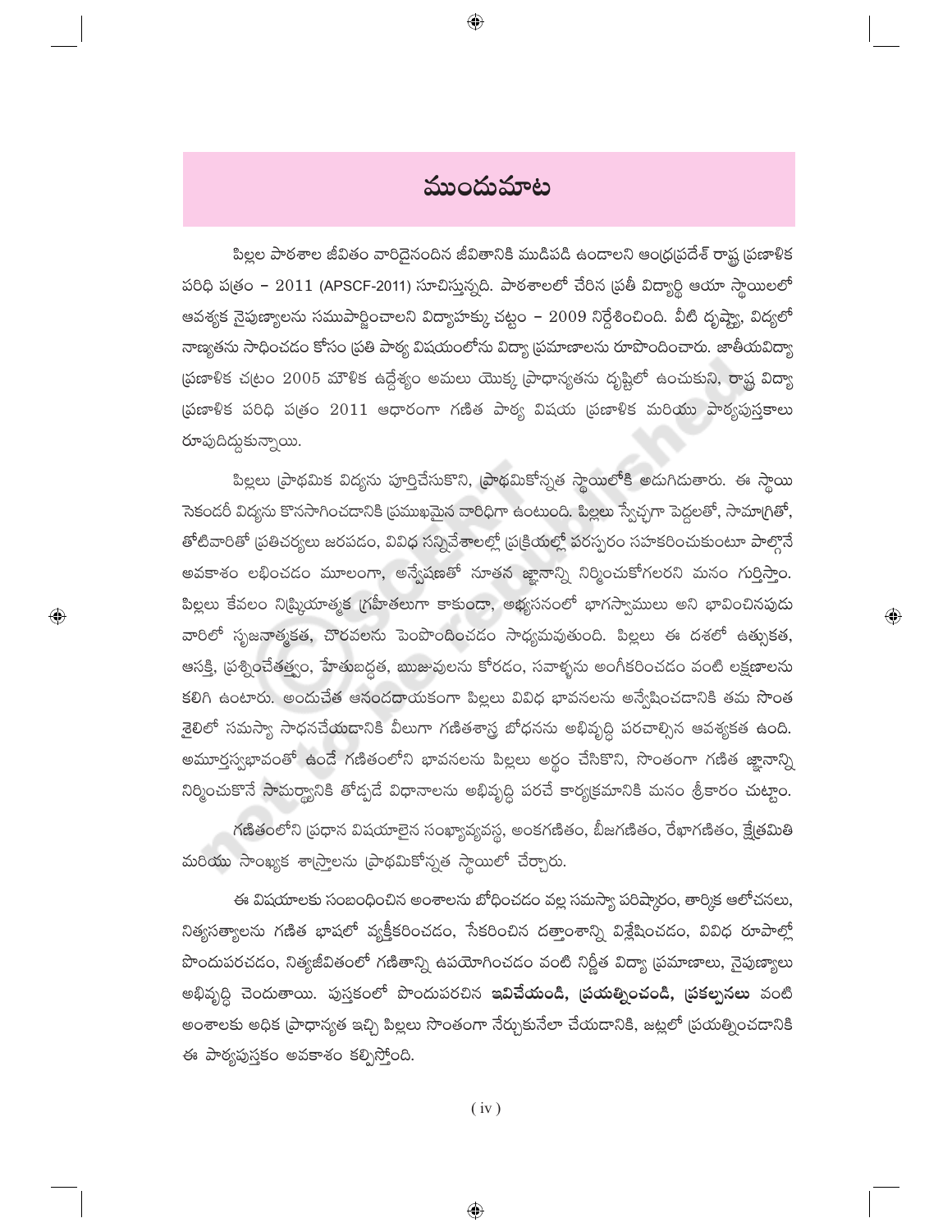# ముందుమాట

పిల్లల పాఠశాల జీవితం వారిదైనందిన జీవితానికి ముడిపడి ఉండాలని ఆంధ్రప్రదేశ్ రాష్ట్ర ప్రణాళిక పరిధి పత్రం – 2011 (APSCF-2011) సూచిస్తున్నది. పాఠశాలలో చేరిన ప్రతీ విద్యార్థి ఆయా స్థాయిలలో ఆవశ్యక నైపుణ్యాలను సముపార్జించాలని విద్యాహక్కు చట్టం – 2009 నిర్దేశించింది. వీటి దృష్ట్యా, విద్యలో నాణ్యతను సాధించడం కోసం ప్రతి పాఠ్య విషయంలోను విద్యా ప్రమాణాలను రూపొందించారు. జాతీయవిద్యా ప్రణాళిక చట్రం 2005 మౌళిక ఉద్దేశ్యం అమలు యొక్క ప్రాధాన్యతను దృష్టిలో ఉంచుకుని, రాష్ట్ర విద్యా ప్రణాళిక పరిధి పత్రం 2011 ఆధారంగా గణిత పాఠ్య విషయ ప్రణాళిక మరియు పాఠ్యపుస్తకాలు రూపుదిద్దుకున్నాయి.

పిల్లలు ప్రాథమిక విద్యను పూర్తిచేసుకొని, ప్రాథమికోన్నత స్థాయిలోకి అడుగిడుతారు. ఈ స్థాయి సెకండరీ విద్యను కొనసాగించడానికి ప్రముఖమైన వారధిగా ఉంటుంది. పిల్లలు స్వేచ్ఛగా పెద్దలతో, సామాగ్రితో, తోటివారితో ప్రతిచర్యలు జరపడం, వివిధ సన్నివేశాలల్లో ప్రక్రియల్లో పరస్పరం సహకరించుకుంటూ పాల్గొనే అవకాశం లభించడం మూలంగా, అన్వేషణతో నూతన జ్ఞానాన్ని నిర్మించుకోగలరని మనం గుర్తిస్తాం. పిల్లలు కేవలం నిష్క్రియాత్మక గ్రహీతలుగా కాకుండా, అభ్యసనంలో భాగస్వాములు అని భావించినపుడు వారిలో సృజనాత్మకత, చొరవలను పెంపొందించడం సాధ్యమవుతుంది. పిల్లలు ఈ దశలో ఉత్సుకత, ఆసక్తి, ప్రశ్నించేతత్వం, హేతుబద్ధత, ఋజువులను కోరడం, సవాళ్ళను అంగీకరించడం వంటి లక్షణాలను కలిగి ఉంటారు. అందుచేత ఆనందదాయకంగా పిల్లలు వివిధ భావనలను అన్వేషించడానికి తమ సొంత శైలిలో సమస్యా సాధనచేయడానికి వీలుగా గణితశాస్త్ర బోధనను అభివృద్ధి పరచాల్సిన ఆవశ్యకత ఉంది. అమూర్తస్వభావంతో ఉండే గణితంలోని భావనలను పిల్లలు అర్థం చేసికొని, సొంతంగా గణిత జ్ఞానాన్ని నిర్మించుకొనే సామర్థ్యానికి తోడ్పడే విధానాలను అభివృద్ధి పరచే కార్యక్రమానికి మనం శ్రీకారం చుట్టాం.

గణితంలోని ప్రధాన విషయాలైన సంఖ్యావ్యవస్థ, అంకగణితం, బీజగణితం, రేఖాగణితం, క్షేత్రమితి మరియు సాంఖ్యక శాస్త్రాలను ప్రాథమికోన్నత స్థాయిలో చేర్చారు.

ఈ విషయాలకు సంబంధించిన అంశాలను బోధించడం వల్ల సమస్యా పరిష్కారం, తార్కిక ఆలోచనలు, నిత్యసత్యాలను గణిత భాషలో వ్యక్తీకరించడం, సేకరించిన దత్తాంశాన్ని విశ్లేషించడం, వివిధ రూపాల్లో పొందుపరచడం, నిత్యజీవితంలో గణితాన్ని ఉపయోగించడం వంటి నిర్ణీత విద్యా ప్రమాణాలు, నైపుణ్యాలు అభివృద్ధి చెందుతాయి. పుస్తకంలో పొందుపరచిన **ఇవిచేయండి, ప్రయత్నించండి, ప్రకల్పనలు** వంటి అంశాలకు అధిక ప్రాధాన్యత ఇచ్చి పిల్లలు సొంతంగా నేర్చుకునేలా చేయడానికి, జట్లలో ప్రయత్నించడానికి ఈ పాఠ్యపుస్తకం అవకాశం కల్పిస్తోంది.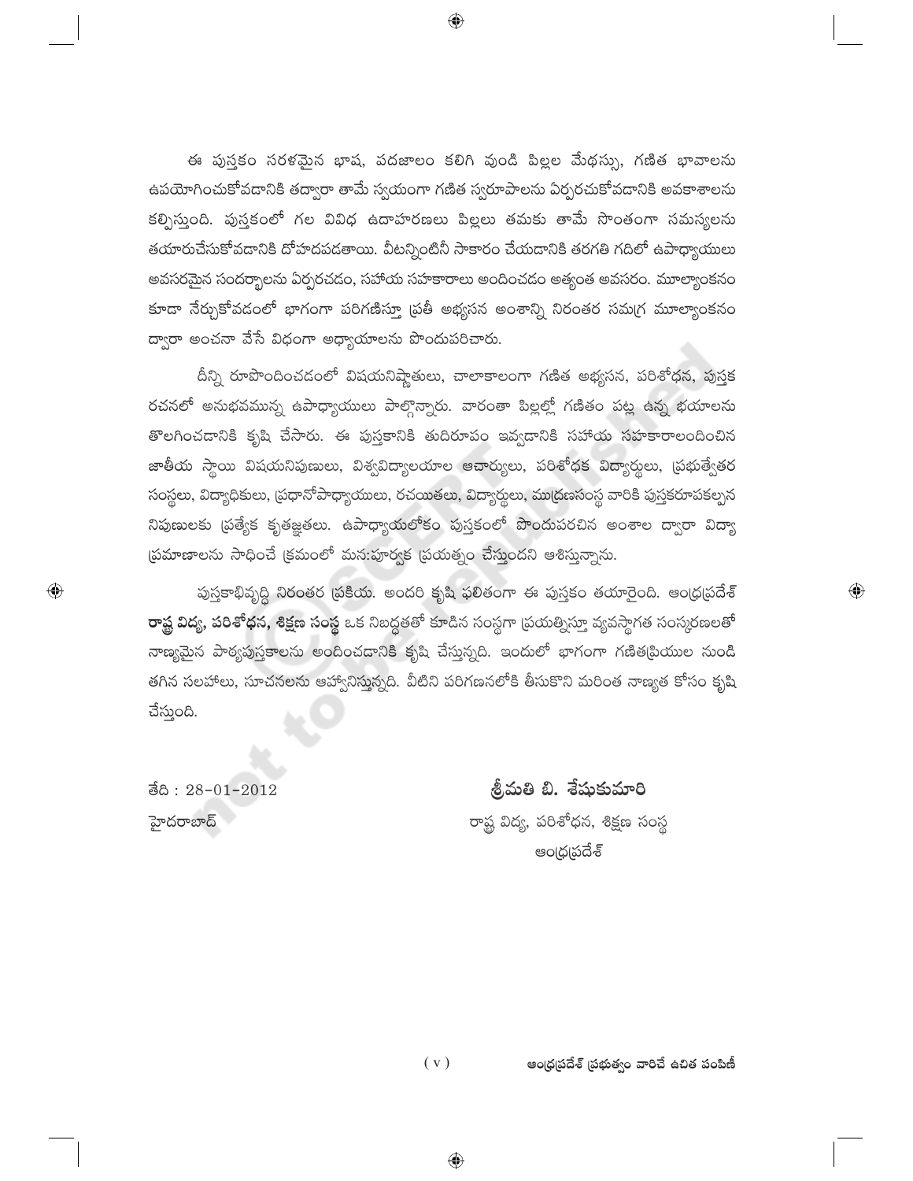ఈ పుస్తకం సరళమైన భాష, పదజాలం కలిగి వుండి పిల్లల మేధస్సు, గణిత భావాలను ఉపయోగించుకోవడానికి తద్వారా తామే స్వయంగా గణిత స్వరూపాలను ఏర్పరచుకోవడానికి అవకాశాలను కల్పిస్తుంది. పుస్తకంలో గల వివిధ ఉదాహరణలు పిల్లలు తమకు తామే సొంతంగా సమస్యలను తయారుచేసుకోవడానికి దోహదపడతాయి. వీటన్నింటినీ సాకారం చేయడానికి తరగతి గదిలో ఉపాధ్యాయులు అవసరమైన సందర్భాలను ఏర్పరచడం, సహాయ సహకారాలు అందించడం అత్యంత అవసరం. మూల్యాంకనం కూడా నేర్చుకోవడంలో భాగంగా పరిగణిస్తూ ప్రతీ అభ్యసన అంశాన్ని నిరంతర సమగ్ర మూల్యాంకనం ద్వారా అంచనా వేసే విధంగా అధ్యాయాలను పొందుపరిచారు.

దీన్ని రూపొందించడంలో విషయనిష్ణాతులు, చాలాకాలంగా గణిత అభ్యసన, పరిశోధన, పుస్తక రచనలో అనుభవమున్న ఉపాధ్యాయులు పాల్గొన్నారు. వారంతా పిల్లల్లో గణితం పట్ల ఉన్న భయాలను తొలగించడానికి కృషి చేసారు. ఈ పుస్తకానికి తుదిరూపం ఇవ్వడానికి సహాయ సహకారాలందించిన జాతీయ స్థాయి విషయనిపుణులు, విశ్వవిద్యాలయాల ఆచార్యులు, పరిశోధక విద్యార్థులు, ప్రభుత్వేతర సంస్థలు, విద్యాధికులు, ప్రధానోపాధ్యాయులు, రచయితలు, విద్యార్థులు, ముద్రణసంస్థ వారికి పుస్తకరూపకల్పన నిపుణులకు ప్రత్యేక కృతజ్ఞతలు. ఉపాధ్యాయలోకం పుస్తకంలో పొందుపరచిన అంశాల ద్వారా విద్యా ప్రమాణాలను సాధించే క్రమంలో మనఃపూర్వక ప్రయత్నం చేస్తుందని ఆశిస్తున్నాను.

పుస్తకాభివృద్ధి నిరంతర ప్రక్రియ. అందరి కృషి ఫలితంగా ఈ పుస్తకం తయారైంది. ఆంధ్రప్రదేశ్ **రాష్ట్ర విద్య, పరిశోధన, శిక్షణ సంస్థ** ఒక నిబద్ధతతో కూడిన సంస్థగా ప్రయత్నిస్తూ వ్యవస్థాగత సంస్కరణలతో నాణ్యమైన పాఠ్యపుస్తకాలను అందించడానికి కృషి చేస్తున్నది. ఇందులో భాగంగా గణితప్రియుల నుండి తగిన సలహాలు, సూచనలను ఆహ్వానిస్తున్నది. వీటిని పరిగణనలోకి తీసుకొని మరింత నాణ్యత కోసం కృషి చేస్తుంది.

తేది : 28-01-2012
హైదరాబాద్

**శ్రీమతి బి. శేషుకుమారి**
రాష్ట్ర విద్య, పరిశోధన, శిక్షణ సంస్థ
ఆంధ్రప్రదేశ్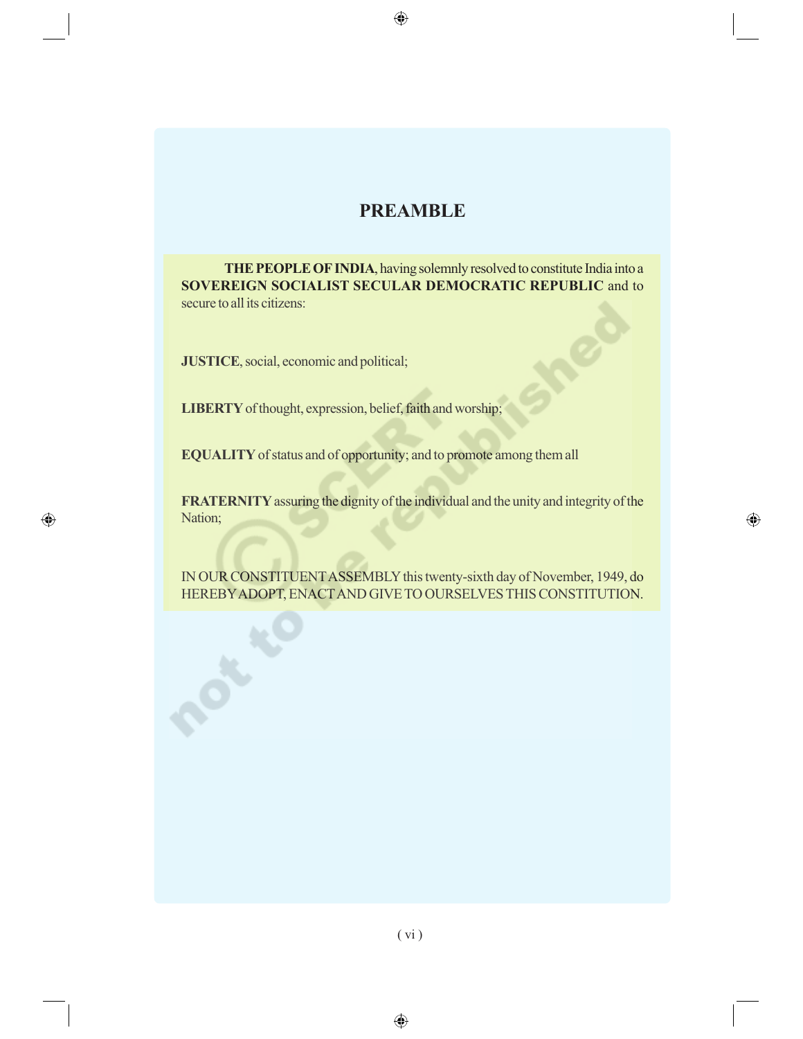# PREAMBLE

**THE PEOPLE OF INDIA**, having solemnly resolved to constitute India into a **SOVEREIGN SOCIALIST SECULAR DEMOCRATIC REPUBLIC** and to secure to all its citizens:

**JUSTICE**, social, economic and political;

**LIBERTY** of thought, expression, belief, faith and worship;

**EQUALITY** of status and of opportunity; and to promote among them all

**FRATERNITY** assuring the dignity of the individual and the unity and integrity of the Nation;

IN OUR CONSTITUENT ASSEMBLY this twenty-sixth day of November, 1949, do HEREBY ADOPT, ENACT AND GIVE TO OURSELVES THIS CONSTITUTION.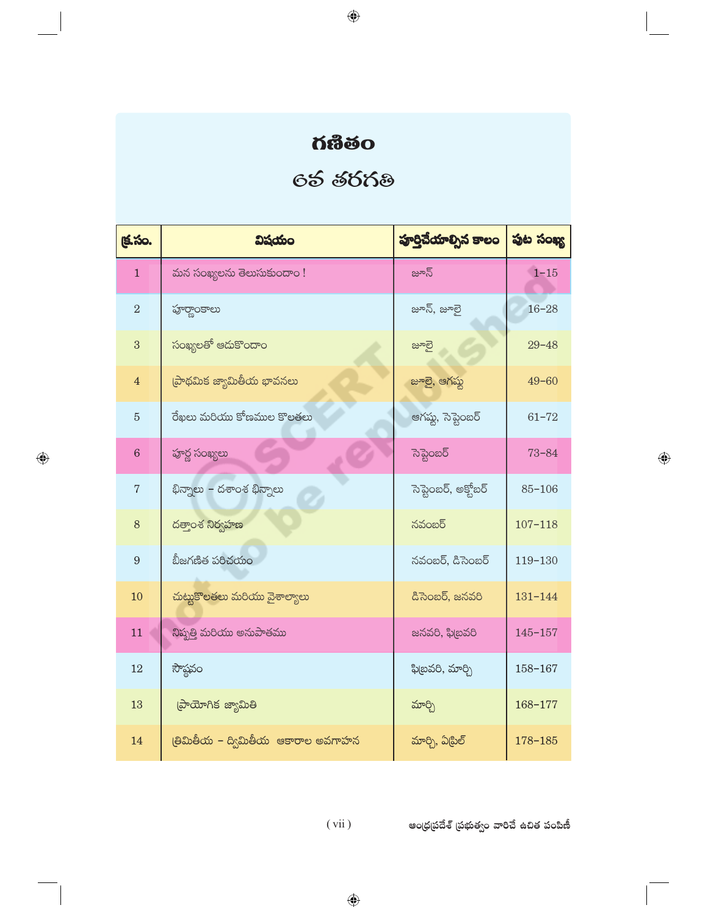# గణితం

## 6వ తరగతి

| క్ర.సం. | విషయం | పూర్తిచేయాల్సిన కాలం | పుట సంఖ్య |
|---|---|---|---|
| 1 | మన సంఖ్యలను తెలుసుకుందాం ! | జూన్ | 1–15 |
| 2 | పూర్ణాంకాలు | జూన్, జూలై | 16–28 |
| 3 | సంఖ్యలతో ఆడుకొందాం | జూలై | 29–48 |
| 4 | ప్రాథమిక జ్యామితీయ భావనలు | జూలై, ఆగష్టు | 49–60 |
| 5 | రేఖలు మరియు కోణముల కొలతలు | ఆగష్టు, సెప్టెంబర్ | 61–72 |
| 6 | పూర్ణ సంఖ్యలు | సెప్టెంబర్ | 73–84 |
| 7 | భిన్నాలు – దశాంశ భిన్నాలు | సెప్టెంబర్, అక్టోబర్ | 85–106 |
| 8 | దత్తాంశ నిర్వహణ | నవంబర్ | 107–118 |
| 9 | బీజగణిత పరిచయం | నవంబర్, డిసెంబర్ | 119–130 |
| 10 | చుట్టుకొలతలు మరియు వైశాల్యాలు | డిసెంబర్, జనవరి | 131–144 |
| 11 | నిష్పత్తి మరియు అనుపాతము | జనవరి, ఫిబ్రవరి | 145–157 |
| 12 | సౌష్ఠవం | ఫిబ్రవరి, మార్చి | 158–167 |
| 13 | ప్రాయోగిక జ్యామితి | మార్చి | 168–177 |
| 14 | త్రిమితీయ – ద్విమితీయ ఆకారాల అవగాహన | మార్చి, ఏప్రిల్ | 178–185 |

ఆంధ్రప్రదేశ్ ప్రభుత్వం వారిచే ఉచిత పంపిణీ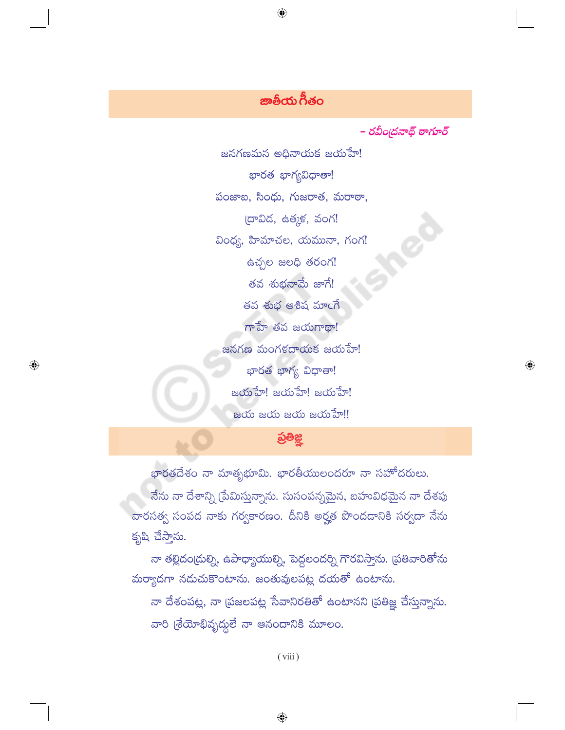## జాతీయ గీతం

*– రవీంద్రనాథ్ ఠాగూర్*

జనగణమన అధినాయక జయహే!

భారత భాగ్యవిధాతా!

పంజాబ, సింధు, గుజరాత, మరాఠా,

ద్రావిడ, ఉత్కళ, వంగ!

వింధ్య, హిమాచల, యమునా, గంగ!

ఉచ్ఛల జలధి తరంగ!

తవ శుభనామే జాగే!

తవ శుభ ఆశిష మాంగే

గాహే తవ జయగాథా!

జనగణ మంగళదాయక జయహే!

భారత భాగ్య విధాతా!

జయహే! జయహే! జయహే!

జయ జయ జయ జయహే!!

## ప్రతిజ్ఞ

భారతదేశం నా మాతృభూమి. భారతీయులందరూ నా సహోదరులు.

నేను నా దేశాన్ని ప్రేమిస్తున్నాను. సుసంపన్నమైన, బహువిధమైన నా దేశపు వారసత్వ సంపద నాకు గర్వకారణం. దీనికి అర్హత పొందడానికి సర్వదా నేను కృషి చేస్తాను.

నా తల్లిదండ్రుల్ని, ఉపాధ్యాయుల్ని, పెద్దలందర్ని గౌరవిస్తాను. ప్రతివారితోను మర్యాదగా నడుచుకొంటాను. జంతువులపట్ల దయతో ఉంటాను.

నా దేశంపట్ల, నా ప్రజలపట్ల సేవానిరతితో ఉంటానని ప్రతిజ్ఞ చేస్తున్నాను. వారి శ్రేయోభివృద్ధులే నా ఆనందానికి మూలం.